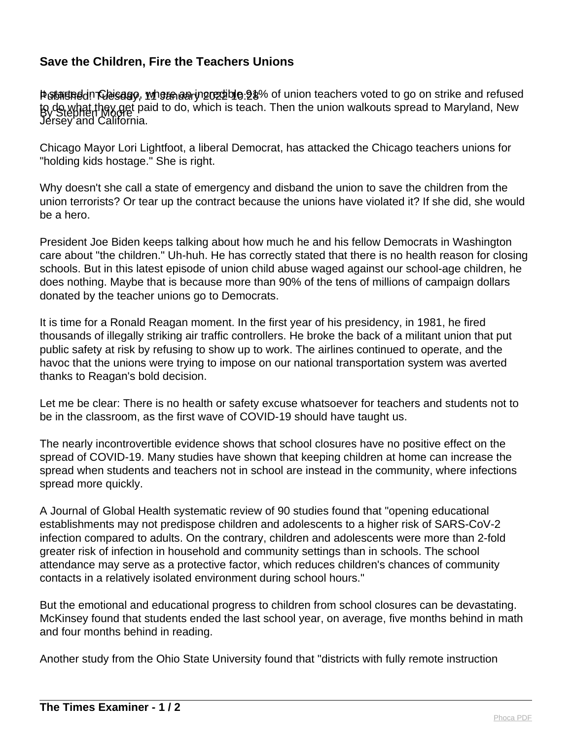## Save the Children, Fire the Teachers Unions

Published: Tuesday, 11 January 2022 10:28

By Stephen Moore

It started in Chicago, where an incredible 91% of union teachers voted to go on strike and refused to do what they get paid to do, which is teach. Then the union walkouts spread to Maryland, New Jersey and California.

Chicago Mayor Lori Lightfoot, a liberal Democrat, has attacked the Chicago teachers unions for "holding kids hostage." She is right.

Why doesn't she call a state of emergency and disband the union to save the children from the union terrorists? Or tear up the contract because the unions have violated it? If she did, she would be a hero.

President Joe Biden keeps talking about how much he and his fellow Democrats in Washington care about "the children." Uh-huh. He has correctly stated that there is no health reason for closing schools. But in this latest episode of union child abuse waged against our school-age children, he does nothing. Maybe that is because more than 90% of the tens of millions of campaign dollars donated by the teacher unions go to Democrats.

It is time for a Ronald Reagan moment. In the first year of his presidency, in 1981, he fired thousands of illegally striking air traffic controllers. He broke the back of a militant union that put public safety at risk by refusing to show up to work. The airlines continued to operate, and the havoc that the unions were trying to impose on our national transportation system was averted thanks to Reagan's bold decision.

Let me be clear: There is no health or safety excuse whatsoever for teachers and students not to be in the classroom, as the first wave of COVID-19 should have taught us.

The nearly incontrovertible evidence shows that school closures have no positive effect on the spread of COVID-19. Many studies have shown that keeping children at home can increase the spread when students and teachers not in school are instead in the community, where infections spread more quickly.

A Journal of Global Health systematic review of 90 studies found that "opening educational establishments may not predispose children and adolescents to a higher risk of SARS-CoV-2 infection compared to adults. On the contrary, children and adolescents were more than 2-fold greater risk of infection in household and community settings than in schools. The school attendance may serve as a protective factor, which reduces children's chances of community contacts in a relatively isolated environment during school hours."

But the emotional and educational progress to children from school closures can be devastating. McKinsey found that students ended the last school year, on average, five months behind in math and four months behind in reading.

Another study from the Ohio State University found that "districts with fully remote instruction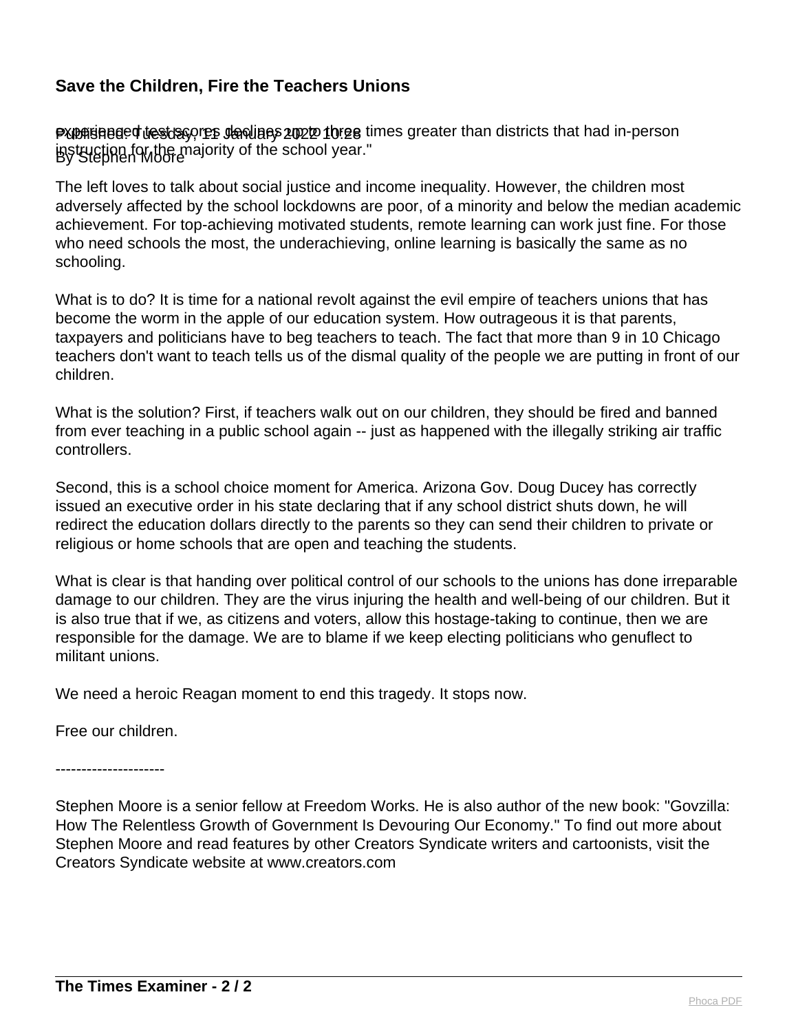## Save the Children, Fire the Teachers Unions

Published: Tuesday, 11 January 2022 10:28
By Stephen Moore

experienced test scores declines up to three times greater than districts that had in-person instruction for the majority of the school year."

The left loves to talk about social justice and income inequality. However, the children most adversely affected by the school lockdowns are poor, of a minority and below the median academic achievement. For top-achieving motivated students, remote learning can work just fine. For those who need schools the most, the underachieving, online learning is basically the same as no schooling.

What is to do? It is time for a national revolt against the evil empire of teachers unions that has become the worm in the apple of our education system. How outrageous it is that parents, taxpayers and politicians have to beg teachers to teach. The fact that more than 9 in 10 Chicago teachers don't want to teach tells us of the dismal quality of the people we are putting in front of our children.

What is the solution? First, if teachers walk out on our children, they should be fired and banned from ever teaching in a public school again -- just as happened with the illegally striking air traffic controllers.

Second, this is a school choice moment for America. Arizona Gov. Doug Ducey has correctly issued an executive order in his state declaring that if any school district shuts down, he will redirect the education dollars directly to the parents so they can send their children to private or religious or home schools that are open and teaching the students.

What is clear is that handing over political control of our schools to the unions has done irreparable damage to our children. They are the virus injuring the health and well-being of our children. But it is also true that if we, as citizens and voters, allow this hostage-taking to continue, then we are responsible for the damage. We are to blame if we keep electing politicians who genuflect to militant unions.

We need a heroic Reagan moment to end this tragedy. It stops now.

Free our children.

---------------------

Stephen Moore is a senior fellow at Freedom Works. He is also author of the new book: "Govzilla: How The Relentless Growth of Government Is Devouring Our Economy." To find out more about Stephen Moore and read features by other Creators Syndicate writers and cartoonists, visit the Creators Syndicate website at www.creators.com